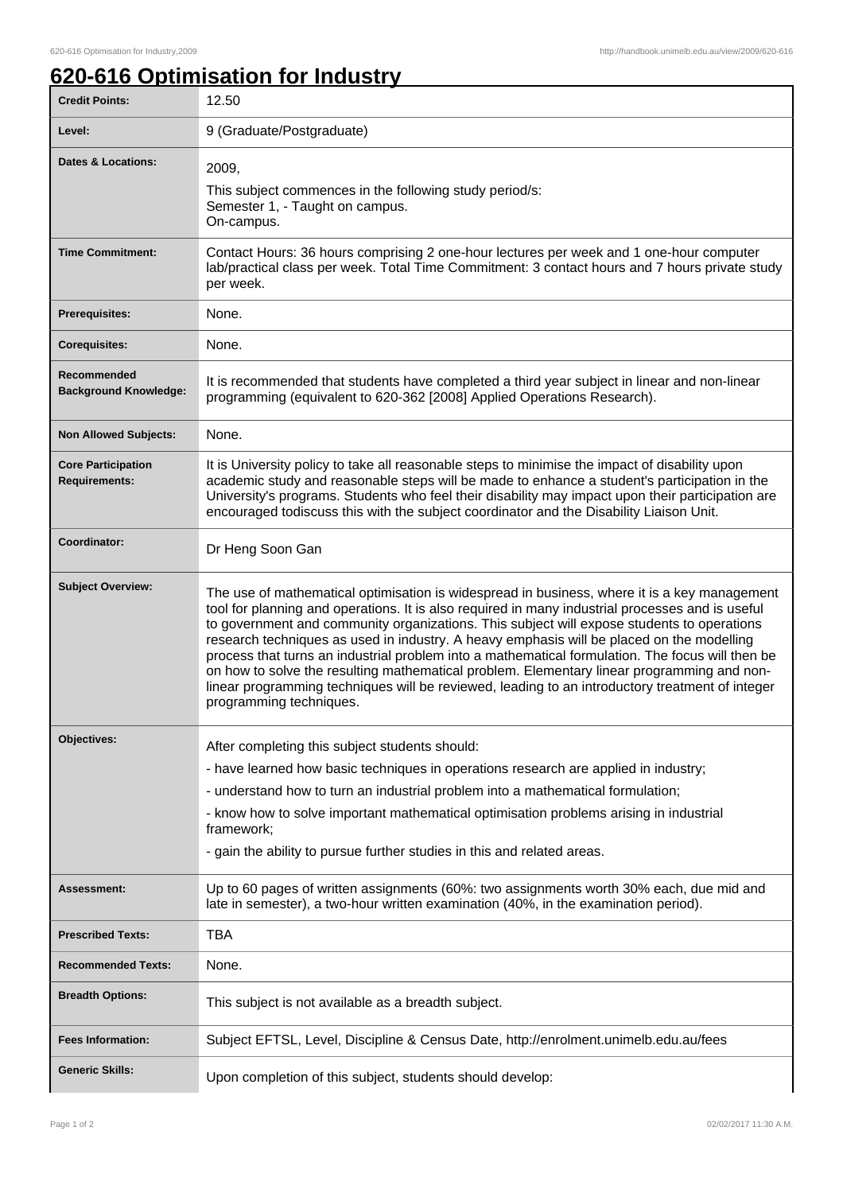# 620-616 Optimisation for Industry

| Credit Points: | 12.50 |
| --- | --- |
| Level: | 9 (Graduate/Postgraduate) |
| Dates & Locations: | 2009,<br>This subject commences in the following study period/s:<br>Semester 1, - Taught on campus.<br>On-campus. |
| Time Commitment: | Contact Hours: 36 hours comprising 2 one-hour lectures per week and 1 one-hour computer lab/practical class per week. Total Time Commitment: 3 contact hours and 7 hours private study per week. |
| Prerequisites: | None. |
| Corequisites: | None. |
| Recommended Background Knowledge: | It is recommended that students have completed a third year subject in linear and non-linear programming (equivalent to 620-362 [2008] Applied Operations Research). |
| Non Allowed Subjects: | None. |
| Core Participation Requirements: | It is University policy to take all reasonable steps to minimise the impact of disability upon academic study and reasonable steps will be made to enhance a student's participation in the University's programs. Students who feel their disability may impact upon their participation are encouraged todiscuss this with the subject coordinator and the Disability Liaison Unit. |
| Coordinator: | Dr Heng Soon Gan |
| Subject Overview: | The use of mathematical optimisation is widespread in business, where it is a key management tool for planning and operations. It is also required in many industrial processes and is useful to government and community organizations. This subject will expose students to operations research techniques as used in industry. A heavy emphasis will be placed on the modelling process that turns an industrial problem into a mathematical formulation. The focus will then be on how to solve the resulting mathematical problem. Elementary linear programming and non-linear programming techniques will be reviewed, leading to an introductory treatment of integer programming techniques. |
| Objectives: | After completing this subject students should:<br>- have learned how basic techniques in operations research are applied in industry;<br>- understand how to turn an industrial problem into a mathematical formulation;<br>- know how to solve important mathematical optimisation problems arising in industrial framework;<br>- gain the ability to pursue further studies in this and related areas. |
| Assessment: | Up to 60 pages of written assignments (60%: two assignments worth 30% each, due mid and late in semester), a two-hour written examination (40%, in the examination period). |
| Prescribed Texts: | TBA |
| Recommended Texts: | None. |
| Breadth Options: | This subject is not available as a breadth subject. |
| Fees Information: | Subject EFTSL, Level, Discipline & Census Date, http://enrolment.unimelb.edu.au/fees |
| Generic Skills: | Upon completion of this subject, students should develop: |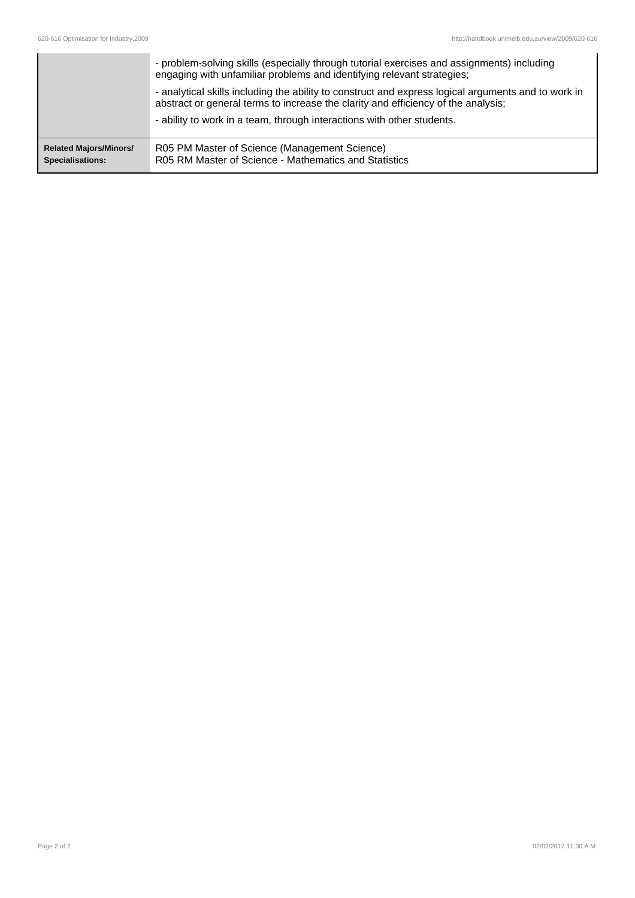| | |
|---|---|
| | - problem-solving skills (especially through tutorial exercises and assignments) including engaging with unfamiliar problems and identifying relevant strategies;<br><br>- analytical skills including the ability to construct and express logical arguments and to work in abstract or general terms to increase the clarity and efficiency of the analysis;<br><br>- ability to work in a team, through interactions with other students. |
| **Related Majors/Minors/ Specialisations:** | R05 PM Master of Science (Management Science)<br>R05 RM Master of Science - Mathematics and Statistics |